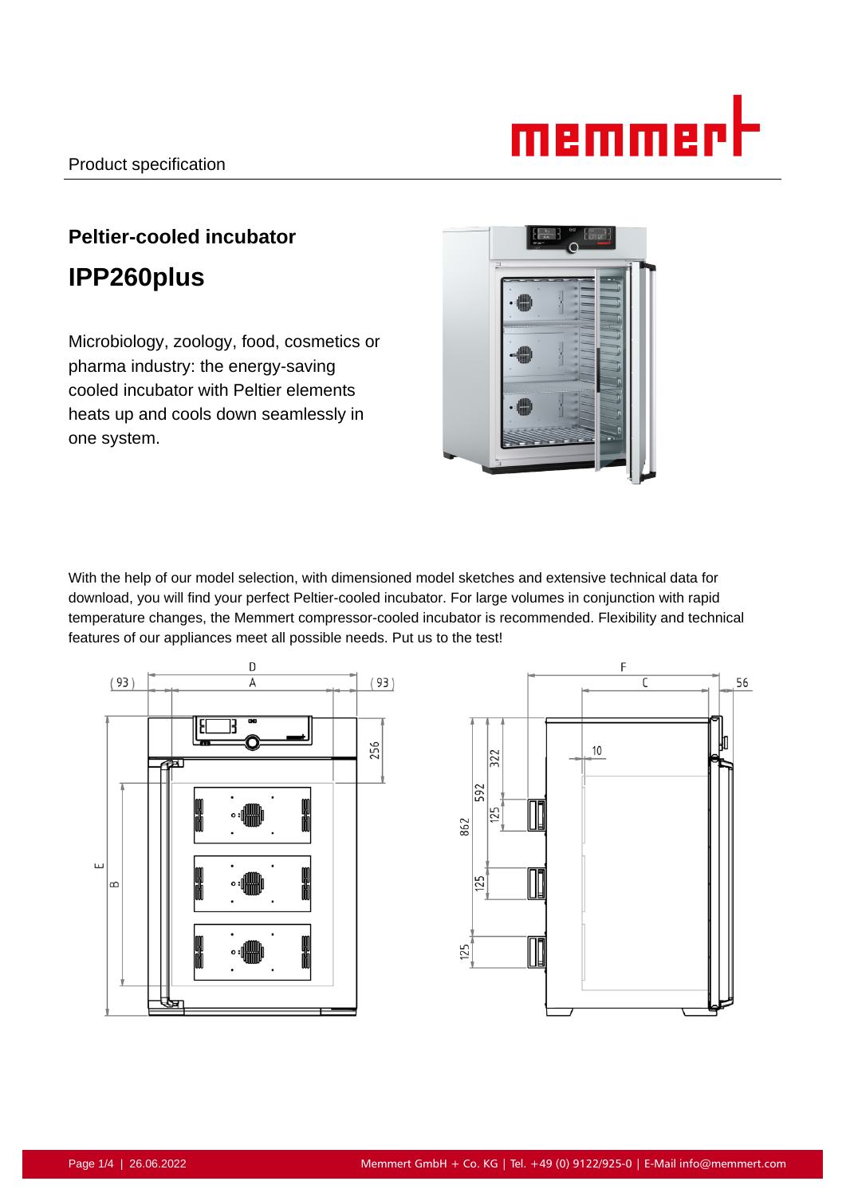Product specification

## Peltier-cooled incubator

# IPP260plus

Microbiology, zoology, food, cosmetics or pharma industry: the energy-saving cooled incubator with Peltier elements heats up and cools down seamlessly in one system.

With the help of our model selection, with dimensioned model sketches and extensive technical data for download, you will find your perfect Peltier-cooled incubator. For large volumes in conjunction with rapid temperature changes, the Memmert compressor-cooled incubator is recommended. Flexibility and technical features of our appliances meet all possible needs. Put us to the test!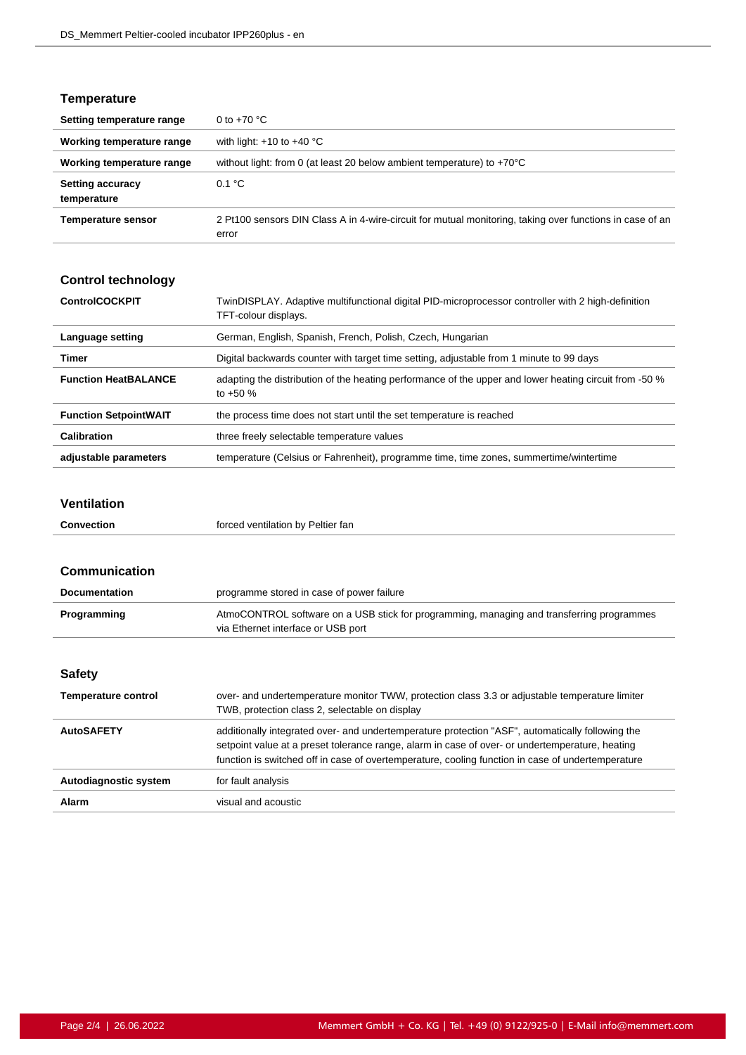## Temperature

| | |
|---|---|
| **Setting temperature range** | 0 to +70 °C |
| **Working temperature range** | with light: +10 to +40 °C |
| **Working temperature range** | without light: from 0 (at least 20 below ambient temperature) to +70°C |
| **Setting accuracy temperature** | 0.1 °C |
| **Temperature sensor** | 2 Pt100 sensors DIN Class A in 4-wire-circuit for mutual monitoring, taking over functions in case of an error |

## Control technology

| | |
|---|---|
| **ControlCOCKPIT** | TwinDISPLAY. Adaptive multifunctional digital PID-microprocessor controller with 2 high-definition TFT-colour displays. |
| **Language setting** | German, English, Spanish, French, Polish, Czech, Hungarian |
| **Timer** | Digital backwards counter with target time setting, adjustable from 1 minute to 99 days |
| **Function HeatBALANCE** | adapting the distribution of the heating performance of the upper and lower heating circuit from -50 % to +50 % |
| **Function SetpointWAIT** | the process time does not start until the set temperature is reached |
| **Calibration** | three freely selectable temperature values |
| **adjustable parameters** | temperature (Celsius or Fahrenheit), programme time, time zones, summertime/wintertime |

## Ventilation

| | |
|---|---|
| **Convection** | forced ventilation by Peltier fan |

## Communication

| | |
|---|---|
| **Documentation** | programme stored in case of power failure |
| **Programming** | AtmoCONTROL software on a USB stick for programming, managing and transferring programmes via Ethernet interface or USB port |

## Safety

| | |
|---|---|
| **Temperature control** | over- and undertemperature monitor TWW, protection class 3.3 or adjustable temperature limiter TWB, protection class 2, selectable on display |
| **AutoSAFETY** | additionally integrated over- and undertemperature protection "ASF", automatically following the setpoint value at a preset tolerance range, alarm in case of over- or undertemperature, heating function is switched off in case of overtemperature, cooling function in case of undertemperature |
| **Autodiagnostic system** | for fault analysis |
| **Alarm** | visual and acoustic |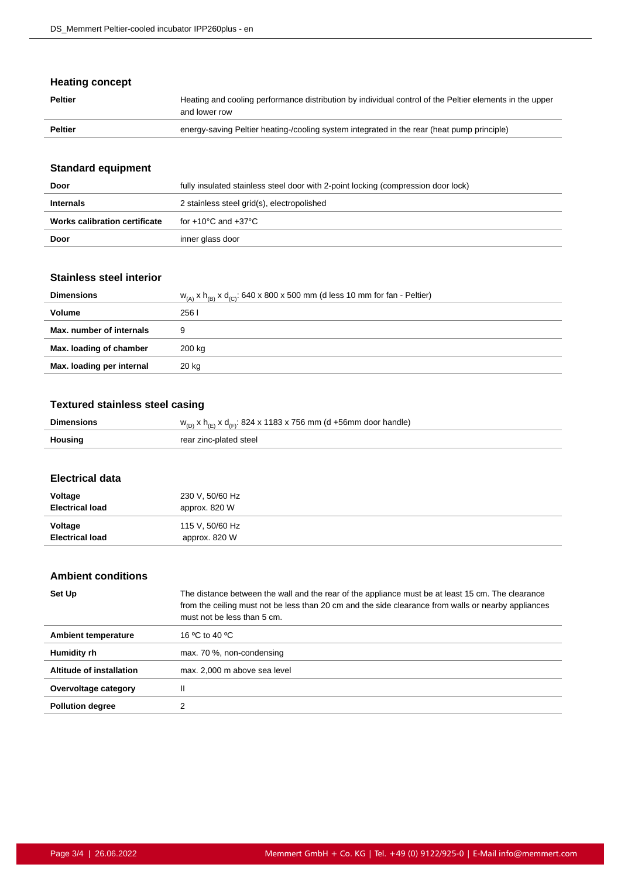## Heating concept

| | |
|---|---|
| **Peltier** | Heating and cooling performance distribution by individual control of the Peltier elements in the upper and lower row |
| **Peltier** | energy-saving Peltier heating-/cooling system integrated in the rear (heat pump principle) |

## Standard equipment

| | |
|---|---|
| **Door** | fully insulated stainless steel door with 2-point locking (compression door lock) |
| **Internals** | 2 stainless steel grid(s), electropolished |
| **Works calibration certificate** | for +10°C and +37°C |
| **Door** | inner glass door |

## Stainless steel interior

| | |
|---|---|
| **Dimensions** | $w_{(A)}$ x $h_{(B)}$ x $d_{(C)}$: 640 x 800 x 500 mm (d less 10 mm for fan - Peltier) |
| **Volume** | 256 l |
| **Max. number of internals** | 9 |
| **Max. loading of chamber** | 200 kg |
| **Max. loading per internal** | 20 kg |

## Textured stainless steel casing

| | |
|---|---|
| **Dimensions** | $w_{(D)}$ x $h_{(E)}$ x $d_{(F)}$: 824 x 1183 x 756 mm (d +56mm door handle) |
| **Housing** | rear zinc-plated steel |

## Electrical data

| | |
|---|---|
| **Voltage**<br>**Electrical load** | 230 V, 50/60 Hz<br>approx. 820 W |
| **Voltage**<br>**Electrical load** | 115 V, 50/60 Hz<br>approx. 820 W |

## Ambient conditions

| | |
|---|---|
| **Set Up** | The distance between the wall and the rear of the appliance must be at least 15 cm. The clearance from the ceiling must not be less than 20 cm and the side clearance from walls or nearby appliances must not be less than 5 cm. |
| **Ambient temperature** | 16 ºC to 40 ºC |
| **Humidity rh** | max. 70 %, non-condensing |
| **Altitude of installation** | max. 2,000 m above sea level |
| **Overvoltage category** | II |
| **Pollution degree** | 2 |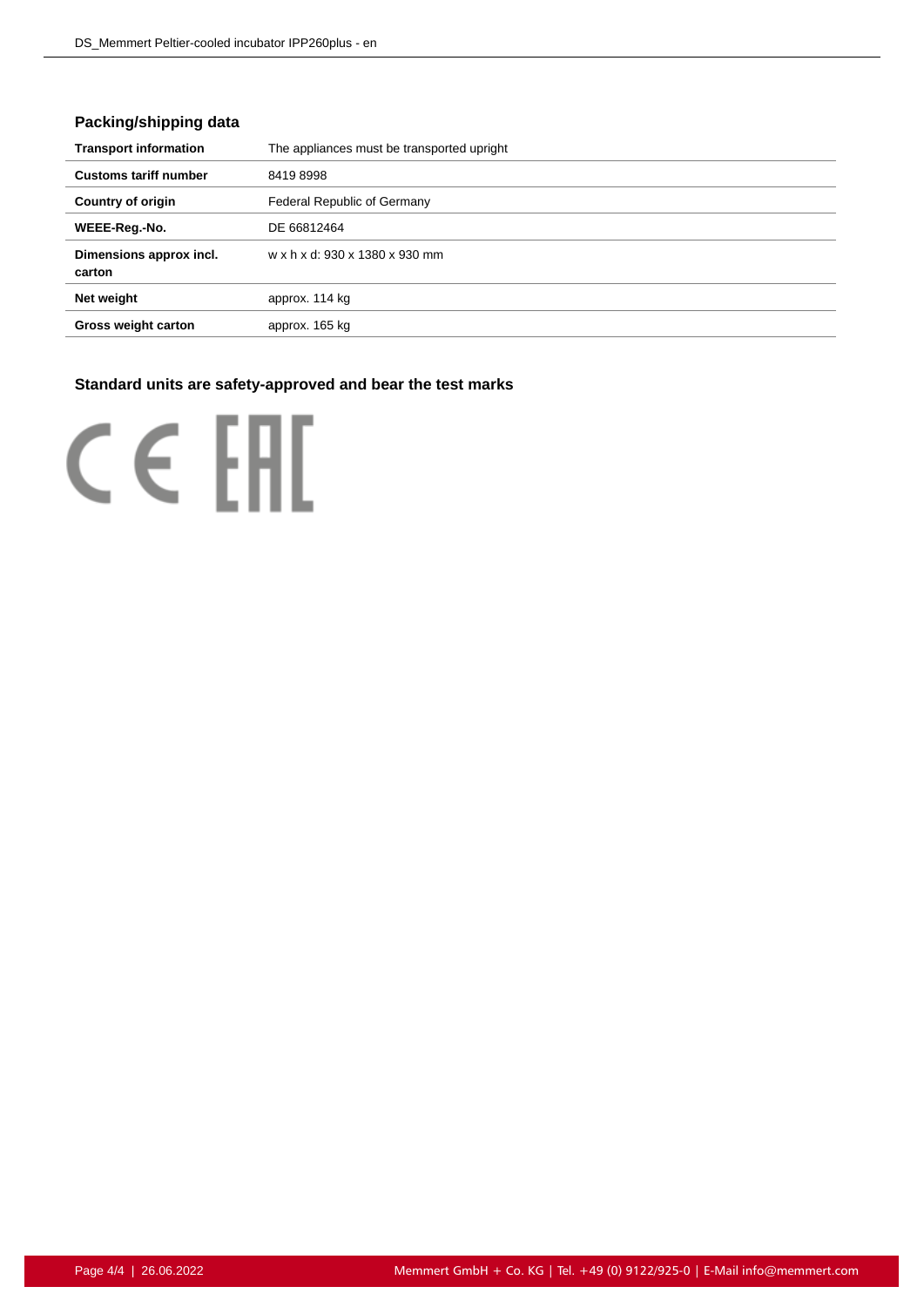## Packing/shipping data

| | |
|---|---|
| **Transport information** | The appliances must be transported upright |
| **Customs tariff number** | 8419 8998 |
| **Country of origin** | Federal Republic of Germany |
| **WEEE-Reg.-No.** | DE 66812464 |
| **Dimensions approx incl. carton** | w x h x d: 930 x 1380 x 930 mm |
| **Net weight** | approx. 114 kg |
| **Gross weight carton** | approx. 165 kg |

## Standard units are safety-approved and bear the test marks